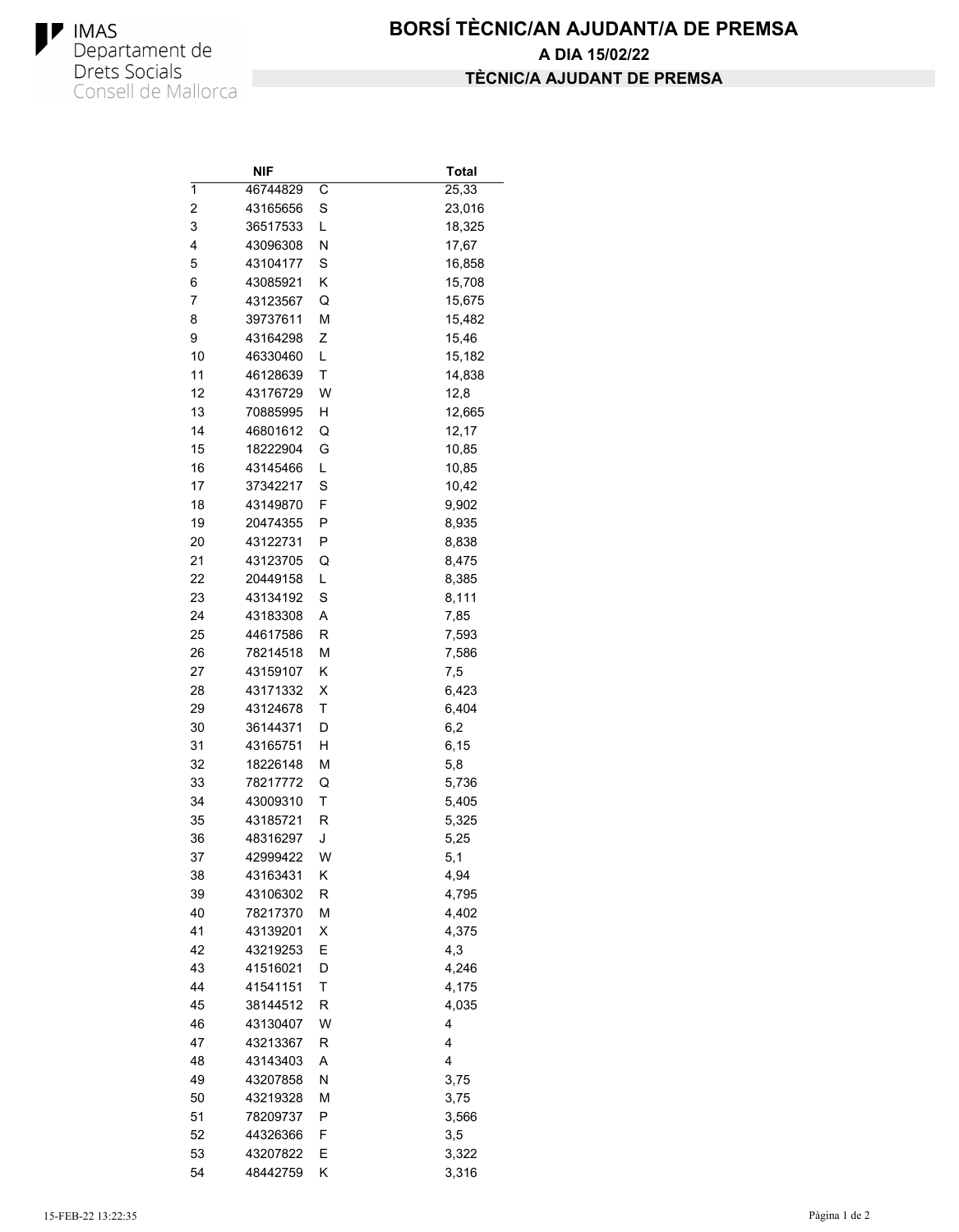IMAS
Departament de
Drets Socials
Consell de Mallorca

# BORSÍ TÈCNIC/AN AJUDANT/A DE PREMSA

## A DIA 15/02/22

## TÈCNIC/A AJUDANT DE PREMSA

| | NIF | | Total |
|---|---|---|---|
| 1 | 46744829 | C | 25,33 |
| 2 | 43165656 | S | 23,016 |
| 3 | 36517533 | L | 18,325 |
| 4 | 43096308 | N | 17,67 |
| 5 | 43104177 | S | 16,858 |
| 6 | 43085921 | K | 15,708 |
| 7 | 43123567 | Q | 15,675 |
| 8 | 39737611 | M | 15,482 |
| 9 | 43164298 | Z | 15,46 |
| 10 | 46330460 | L | 15,182 |
| 11 | 46128639 | T | 14,838 |
| 12 | 43176729 | W | 12,8 |
| 13 | 70885995 | H | 12,665 |
| 14 | 46801612 | Q | 12,17 |
| 15 | 18222904 | G | 10,85 |
| 16 | 43145466 | L | 10,85 |
| 17 | 37342217 | S | 10,42 |
| 18 | 43149870 | F | 9,902 |
| 19 | 20474355 | P | 8,935 |
| 20 | 43122731 | P | 8,838 |
| 21 | 43123705 | Q | 8,475 |
| 22 | 20449158 | L | 8,385 |
| 23 | 43134192 | S | 8,111 |
| 24 | 43183308 | A | 7,85 |
| 25 | 44617586 | R | 7,593 |
| 26 | 78214518 | M | 7,586 |
| 27 | 43159107 | K | 7,5 |
| 28 | 43171332 | X | 6,423 |
| 29 | 43124678 | T | 6,404 |
| 30 | 36144371 | D | 6,2 |
| 31 | 43165751 | H | 6,15 |
| 32 | 18226148 | M | 5,8 |
| 33 | 78217772 | Q | 5,736 |
| 34 | 43009310 | T | 5,405 |
| 35 | 43185721 | R | 5,325 |
| 36 | 48316297 | J | 5,25 |
| 37 | 42999422 | W | 5,1 |
| 38 | 43163431 | K | 4,94 |
| 39 | 43106302 | R | 4,795 |
| 40 | 78217370 | M | 4,402 |
| 41 | 43139201 | X | 4,375 |
| 42 | 43219253 | E | 4,3 |
| 43 | 41516021 | D | 4,246 |
| 44 | 41541151 | T | 4,175 |
| 45 | 38144512 | R | 4,035 |
| 46 | 43130407 | W | 4 |
| 47 | 43213367 | R | 4 |
| 48 | 43143403 | A | 4 |
| 49 | 43207858 | N | 3,75 |
| 50 | 43219328 | M | 3,75 |
| 51 | 78209737 | P | 3,566 |
| 52 | 44326366 | F | 3,5 |
| 53 | 43207822 | E | 3,322 |
| 54 | 48442759 | K | 3,316 |

15-FEB-22 13:22:35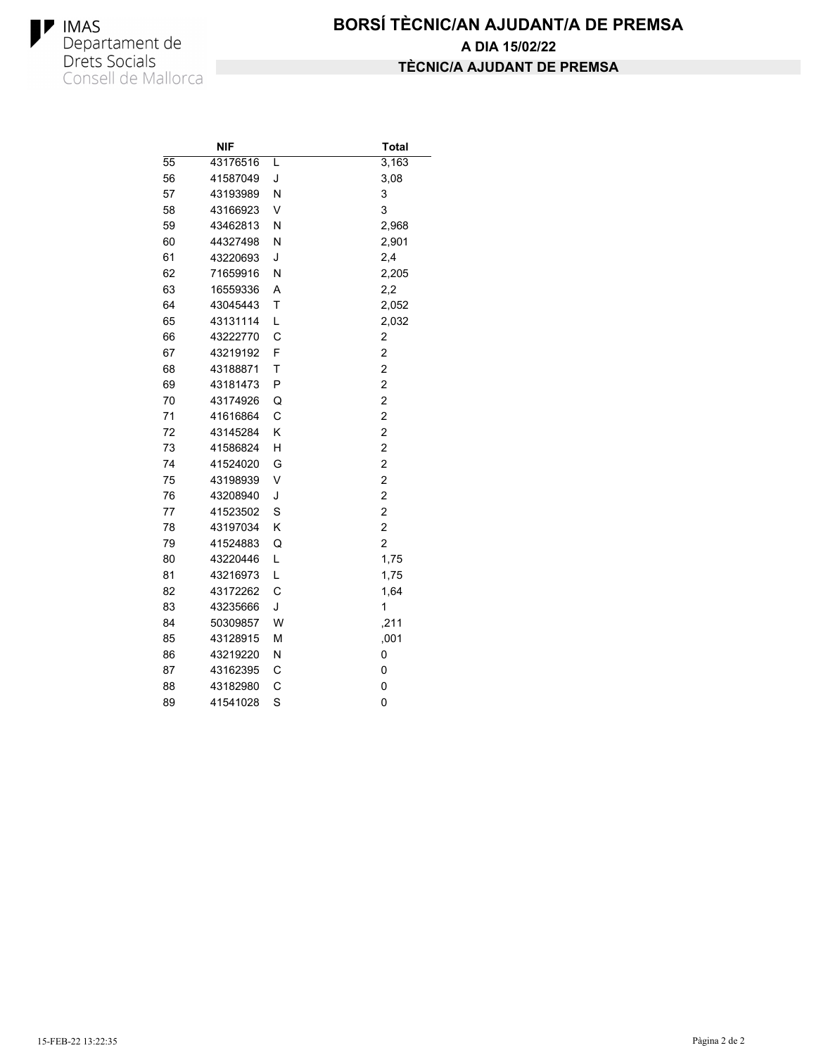IMAS
Departament de
Drets Socials
Consell de Mallorca

# BORSÍ TÈCNIC/AN AJUDANT/A DE PREMSA

**A DIA 15/02/22**

**TÈCNIC/A AJUDANT DE PREMSA**

| | NIF | | Total |
|---|---|---|---|
| 55 | 43176516 | L | 3,163 |
| 56 | 41587049 | J | 3,08 |
| 57 | 43193989 | N | 3 |
| 58 | 43166923 | V | 3 |
| 59 | 43462813 | N | 2,968 |
| 60 | 44327498 | N | 2,901 |
| 61 | 43220693 | J | 2,4 |
| 62 | 71659916 | N | 2,205 |
| 63 | 16559336 | A | 2,2 |
| 64 | 43045443 | T | 2,052 |
| 65 | 43131114 | L | 2,032 |
| 66 | 43222770 | C | 2 |
| 67 | 43219192 | F | 2 |
| 68 | 43188871 | T | 2 |
| 69 | 43181473 | P | 2 |
| 70 | 43174926 | Q | 2 |
| 71 | 41616864 | C | 2 |
| 72 | 43145284 | K | 2 |
| 73 | 41586824 | H | 2 |
| 74 | 41524020 | G | 2 |
| 75 | 43198939 | V | 2 |
| 76 | 43208940 | J | 2 |
| 77 | 41523502 | S | 2 |
| 78 | 43197034 | K | 2 |
| 79 | 41524883 | Q | 2 |
| 80 | 43220446 | L | 1,75 |
| 81 | 43216973 | L | 1,75 |
| 82 | 43172262 | C | 1,64 |
| 83 | 43235666 | J | 1 |
| 84 | 50309857 | W | ,211 |
| 85 | 43128915 | M | ,001 |
| 86 | 43219220 | N | 0 |
| 87 | 43162395 | C | 0 |
| 88 | 43182980 | C | 0 |
| 89 | 41541028 | S | 0 |

15-FEB-22 13:22:35